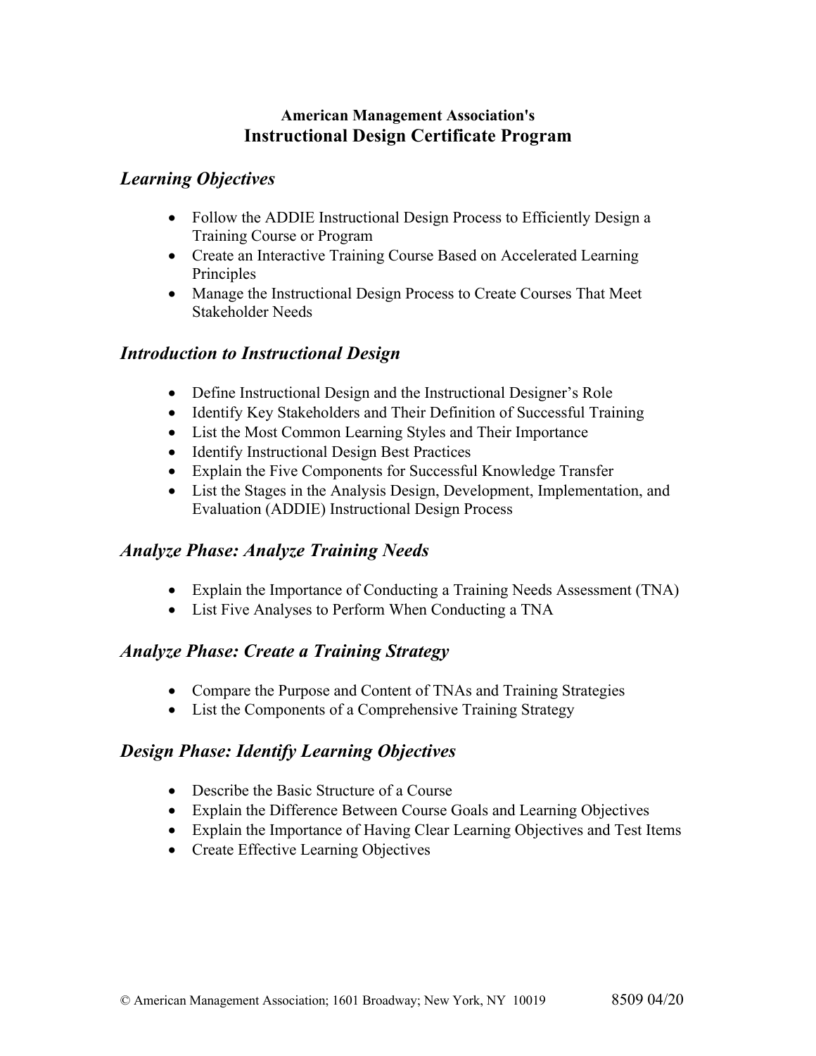**American Management Association's**

# Instructional Design Certificate Program

## *Learning Objectives*

- Follow the ADDIE Instructional Design Process to Efficiently Design a Training Course or Program
- Create an Interactive Training Course Based on Accelerated Learning Principles
- Manage the Instructional Design Process to Create Courses That Meet Stakeholder Needs

## *Introduction to Instructional Design*

- Define Instructional Design and the Instructional Designer's Role
- Identify Key Stakeholders and Their Definition of Successful Training
- List the Most Common Learning Styles and Their Importance
- Identify Instructional Design Best Practices
- Explain the Five Components for Successful Knowledge Transfer
- List the Stages in the Analysis Design, Development, Implementation, and Evaluation (ADDIE) Instructional Design Process

## *Analyze Phase: Analyze Training Needs*

- Explain the Importance of Conducting a Training Needs Assessment (TNA)
- List Five Analyses to Perform When Conducting a TNA

## *Analyze Phase: Create a Training Strategy*

- Compare the Purpose and Content of TNAs and Training Strategies
- List the Components of a Comprehensive Training Strategy

## *Design Phase: Identify Learning Objectives*

- Describe the Basic Structure of a Course
- Explain the Difference Between Course Goals and Learning Objectives
- Explain the Importance of Having Clear Learning Objectives and Test Items
- Create Effective Learning Objectives

© American Management Association; 1601 Broadway; New York, NY 10019 8509 04/20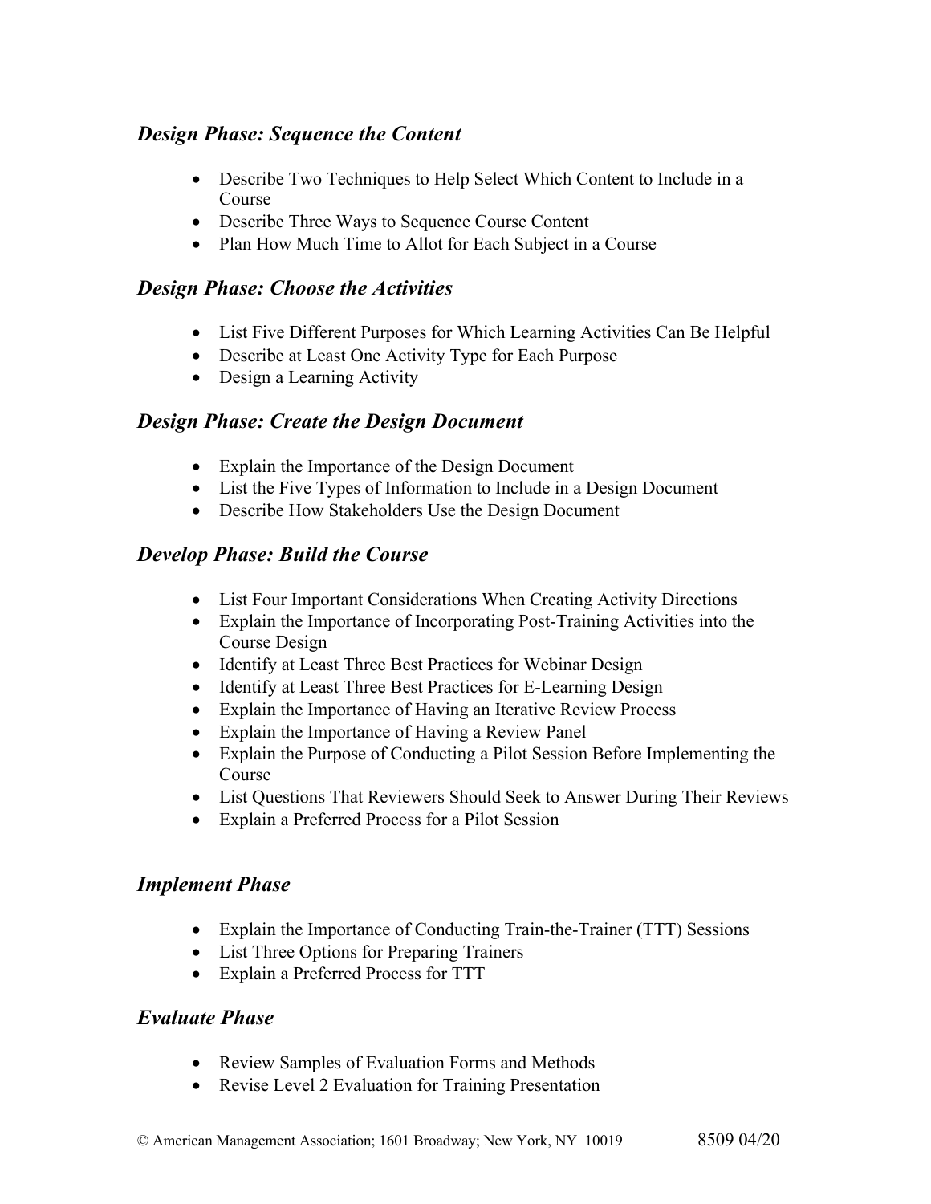### *Design Phase: Sequence the Content*

- Describe Two Techniques to Help Select Which Content to Include in a Course
- Describe Three Ways to Sequence Course Content
- Plan How Much Time to Allot for Each Subject in a Course

### *Design Phase: Choose the Activities*

- List Five Different Purposes for Which Learning Activities Can Be Helpful
- Describe at Least One Activity Type for Each Purpose
- Design a Learning Activity

### *Design Phase: Create the Design Document*

- Explain the Importance of the Design Document
- List the Five Types of Information to Include in a Design Document
- Describe How Stakeholders Use the Design Document

### *Develop Phase: Build the Course*

- List Four Important Considerations When Creating Activity Directions
- Explain the Importance of Incorporating Post-Training Activities into the Course Design
- Identify at Least Three Best Practices for Webinar Design
- Identify at Least Three Best Practices for E-Learning Design
- Explain the Importance of Having an Iterative Review Process
- Explain the Importance of Having a Review Panel
- Explain the Purpose of Conducting a Pilot Session Before Implementing the Course
- List Questions That Reviewers Should Seek to Answer During Their Reviews
- Explain a Preferred Process for a Pilot Session

### *Implement Phase*

- Explain the Importance of Conducting Train-the-Trainer (TTT) Sessions
- List Three Options for Preparing Trainers
- Explain a Preferred Process for TTT

### *Evaluate Phase*

- Review Samples of Evaluation Forms and Methods
- Revise Level 2 Evaluation for Training Presentation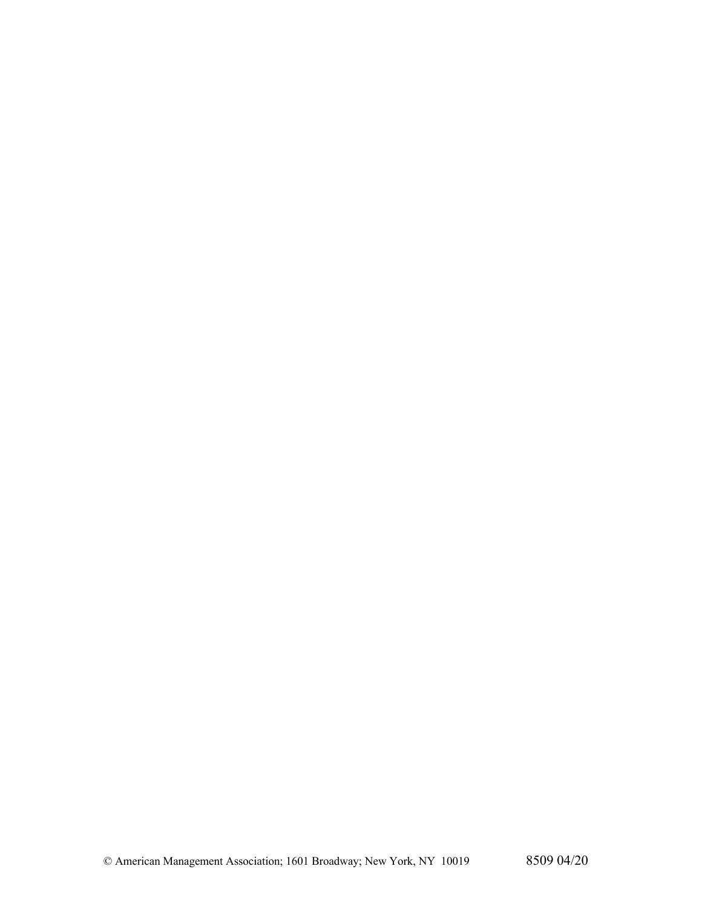© American Management Association; 1601 Broadway; New York, NY 10019 8509 04/20